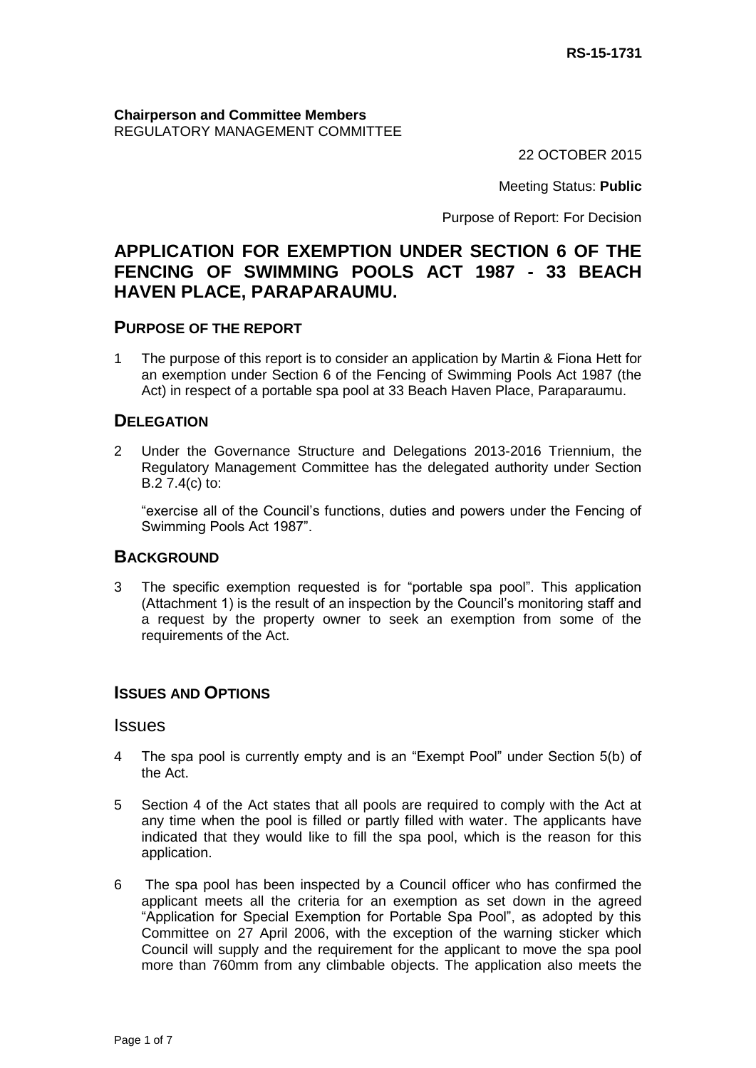RS-15-1731

**Chairperson and Committee Members**
REGULATORY MANAGEMENT COMMITTEE

22 OCTOBER 2015

Meeting Status: **Public**

Purpose of Report: For Decision

# APPLICATION FOR EXEMPTION UNDER SECTION 6 OF THE FENCING OF SWIMMING POOLS ACT 1987 - 33 BEACH HAVEN PLACE, PARAPARAUMU.

## PURPOSE OF THE REPORT

1 The purpose of this report is to consider an application by Martin & Fiona Hett for an exemption under Section 6 of the Fencing of Swimming Pools Act 1987 (the Act) in respect of a portable spa pool at 33 Beach Haven Place, Paraparaumu.

## DELEGATION

2 Under the Governance Structure and Delegations 2013-2016 Triennium, the Regulatory Management Committee has the delegated authority under Section B.2 7.4(c) to:

"exercise all of the Council's functions, duties and powers under the Fencing of Swimming Pools Act 1987".

## BACKGROUND

3 The specific exemption requested is for "portable spa pool". This application (Attachment 1) is the result of an inspection by the Council's monitoring staff and a request by the property owner to seek an exemption from some of the requirements of the Act.

## ISSUES AND OPTIONS

### Issues

4 The spa pool is currently empty and is an "Exempt Pool" under Section 5(b) of the Act.

5 Section 4 of the Act states that all pools are required to comply with the Act at any time when the pool is filled or partly filled with water. The applicants have indicated that they would like to fill the spa pool, which is the reason for this application.

6 The spa pool has been inspected by a Council officer who has confirmed the applicant meets all the criteria for an exemption as set down in the agreed "Application for Special Exemption for Portable Spa Pool", as adopted by this Committee on 27 April 2006, with the exception of the warning sticker which Council will supply and the requirement for the applicant to move the spa pool more than 760mm from any climbable objects. The application also meets the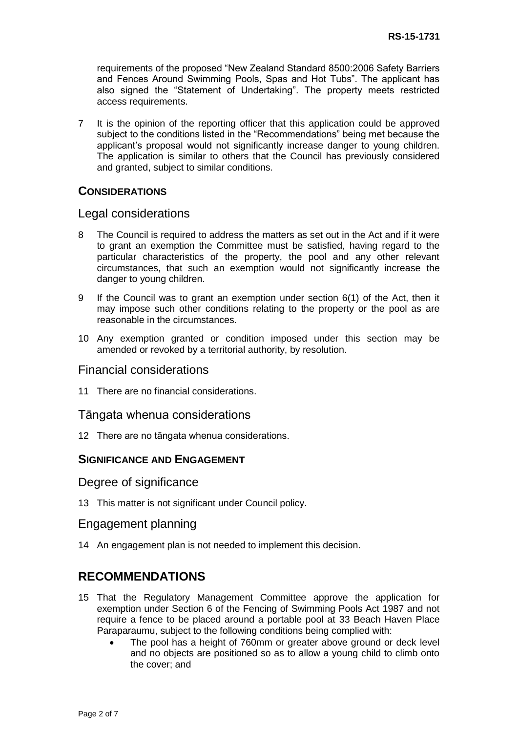requirements of the proposed "New Zealand Standard 8500:2006 Safety Barriers and Fences Around Swimming Pools, Spas and Hot Tubs". The applicant has also signed the "Statement of Undertaking". The property meets restricted access requirements.

7 It is the opinion of the reporting officer that this application could be approved subject to the conditions listed in the "Recommendations" being met because the applicant's proposal would not significantly increase danger to young children. The application is similar to others that the Council has previously considered and granted, subject to similar conditions.

## CONSIDERATIONS

### Legal considerations

8 The Council is required to address the matters as set out in the Act and if it were to grant an exemption the Committee must be satisfied, having regard to the particular characteristics of the property, the pool and any other relevant circumstances, that such an exemption would not significantly increase the danger to young children.

9 If the Council was to grant an exemption under section 6(1) of the Act, then it may impose such other conditions relating to the property or the pool as are reasonable in the circumstances.

10 Any exemption granted or condition imposed under this section may be amended or revoked by a territorial authority, by resolution.

### Financial considerations

11 There are no financial considerations.

### Tāngata whenua considerations

12 There are no tāngata whenua considerations.

## SIGNIFICANCE AND ENGAGEMENT

### Degree of significance

13 This matter is not significant under Council policy.

### Engagement planning

14 An engagement plan is not needed to implement this decision.

# RECOMMENDATIONS

15 That the Regulatory Management Committee approve the application for exemption under Section 6 of the Fencing of Swimming Pools Act 1987 and not require a fence to be placed around a portable pool at 33 Beach Haven Place Paraparaumu, subject to the following conditions being complied with:

- The pool has a height of 760mm or greater above ground or deck level and no objects are positioned so as to allow a young child to climb onto the cover; and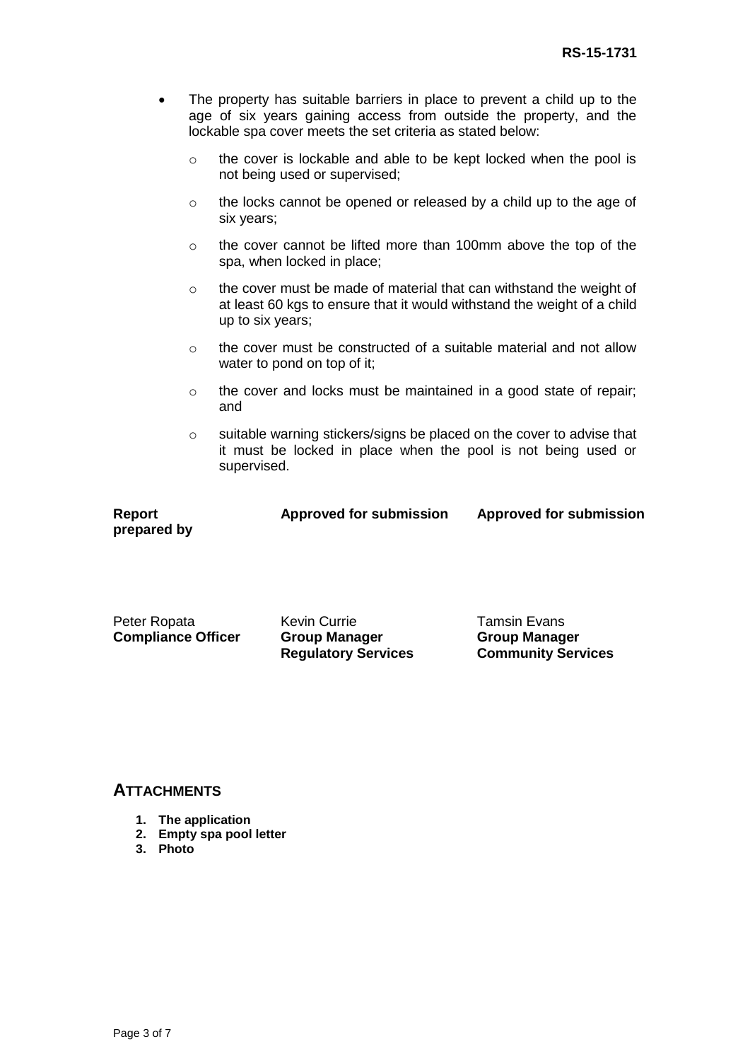- The property has suitable barriers in place to prevent a child up to the age of six years gaining access from outside the property, and the lockable spa cover meets the set criteria as stated below:
    - the cover is lockable and able to be kept locked when the pool is not being used or supervised;
    - the locks cannot be opened or released by a child up to the age of six years;
    - the cover cannot be lifted more than 100mm above the top of the spa, when locked in place;
    - the cover must be made of material that can withstand the weight of at least 60 kgs to ensure that it would withstand the weight of a child up to six years;
    - the cover must be constructed of a suitable material and not allow water to pond on top of it;
    - the cover and locks must be maintained in a good state of repair; and
    - suitable warning stickers/signs be placed on the cover to advise that it must be locked in place when the pool is not being used or supervised.

| **Report prepared by** | **Approved for submission** | **Approved for submission** |
|---|---|---|
| Peter Ropata<br>**Compliance Officer** | Kevin Currie<br>**Group Manager Regulatory Services** | Tamsin Evans<br>**Group Manager Community Services** |

## ATTACHMENTS

1. **The application**
2. **Empty spa pool letter**
3. **Photo**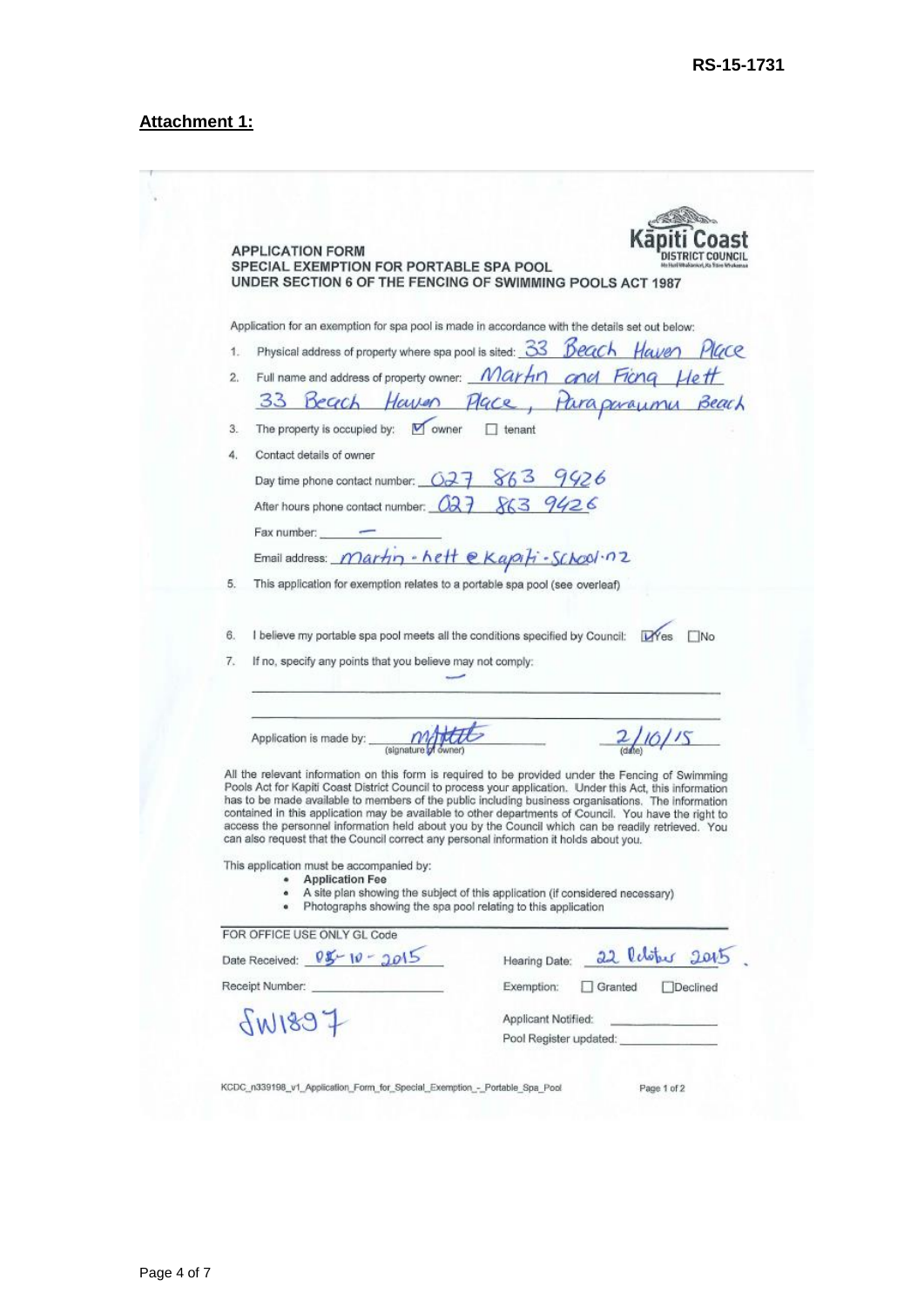**RS-15-1731**

**Attachment 1:**

Kāpiti Coast District Council

**APPLICATION FORM**
**SPECIAL EXEMPTION FOR PORTABLE SPA POOL**
**UNDER SECTION 6 OF THE FENCING OF SWIMMING POOLS ACT 1987**

Application for an exemption for spa pool is made in accordance with the details set out below:

1. Physical address of property where spa pool is sited: 33 Beach Haven Place
2. Full name and address of property owner: Martin and Fiona Hett
   33 Beach Haven Place, Paraparaumu Beach
3. The property is occupied by: ☑ owner ☐ tenant
4. Contact details of owner

   Day time phone contact number: 027 863 9926

   After hours phone contact number: 027 863 9926

   Fax number: —

   Email address: martin.hett@kapiti-school.nz
5. This application for exemption relates to a portable spa pool (see overleaf)
6. I believe my portable spa pool meets all the conditions specified by Council: ☑ Yes ☐ No
7. If no, specify any points that you believe may not comply:
   —

Application is made by: [signature] (signature of owner) 2/10/15 (date)

All the relevant information on this form is required to be provided under the Fencing of Swimming Pools Act for Kapiti Coast District Council to process your application. Under this Act, this information has to be made available to members of the public including business organisations. The information contained in this application may be available to other departments of Council. You have the right to access the personnel information held about you by the Council which can be readily retrieved. You can also request that the Council correct any personal information it holds about you.

This application must be accompanied by:

- **Application Fee**
- A site plan showing the subject of this application (if considered necessary)
- Photographs showing the spa pool relating to this application

FOR OFFICE USE ONLY GL Code

Date Received: 05-10-2015

Hearing Date: 22 October 2015.

Receipt Number:

Exemption: ☐ Granted ☐ Declined

SW1897

Applicant Notified:

Pool Register updated:

KCDC_n339198_v1_Application_Form_for_Special_Exemption_-_Portable_Spa_Pool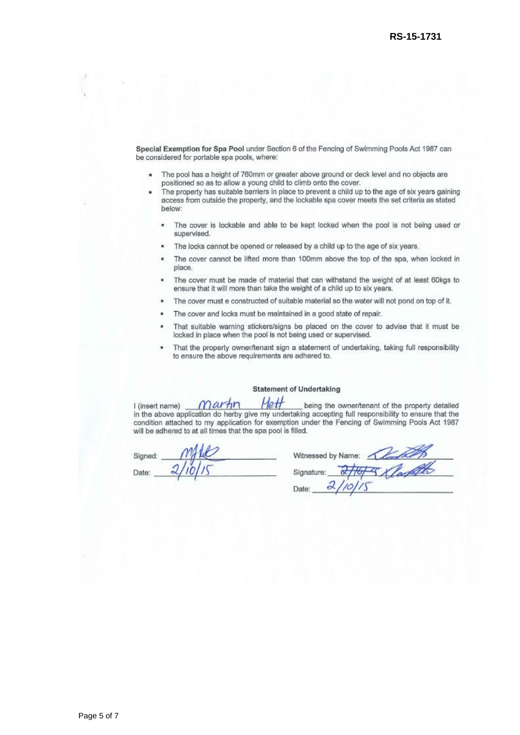**Special Exemption for Spa Pool** under Section 6 of the Fencing of Swimming Pools Act 1987 can be considered for portable spa pools, where:

- The pool has a height of 760mm or greater above ground or deck level and no objects are positioned so as to allow a young child to climb onto the cover.
- The property has suitable barriers in place to prevent a child up to the age of six years gaining access from outside the property, and the lockable spa cover meets the set criteria as stated below:
    - The cover is lockable and able to be kept locked when the pool is not being used or supervised.
    - The locks cannot be opened or released by a child up to the age of six years.
    - The cover cannot be lifted more than 100mm above the top of the spa, when locked in place.
    - The cover must be made of material that can withstand the weight of at least 60kgs to ensure that it will more than take the weight of a child up to six years.
    - The cover must e constructed of suitable material so the water will not pond on top of it.
    - The cover and locks must be maintained in a good state of repair.
    - That suitable warning stickers/signs be placed on the cover to advise that it must be locked in place when the pool is not being used or supervised.
    - That the property owner/tenant sign a statement of undertaking, taking full responsibility to ensure the above requirements are adhered to.

**Statement of Undertaking**

I (insert name) Martin Hett being the owner/tenant of the property detailed in the above application do herby give my undertaking accepting full responsibility to ensure that the condition attached to my application for exemption under the Fencing of Swimming Pools Act 1987 will be adhered to at all times that the spa pool is filled.

Signed: [signature]

Date: 2/10/15

Witnessed by Name: [signature]

Signature: [signature]

Date: 2/10/15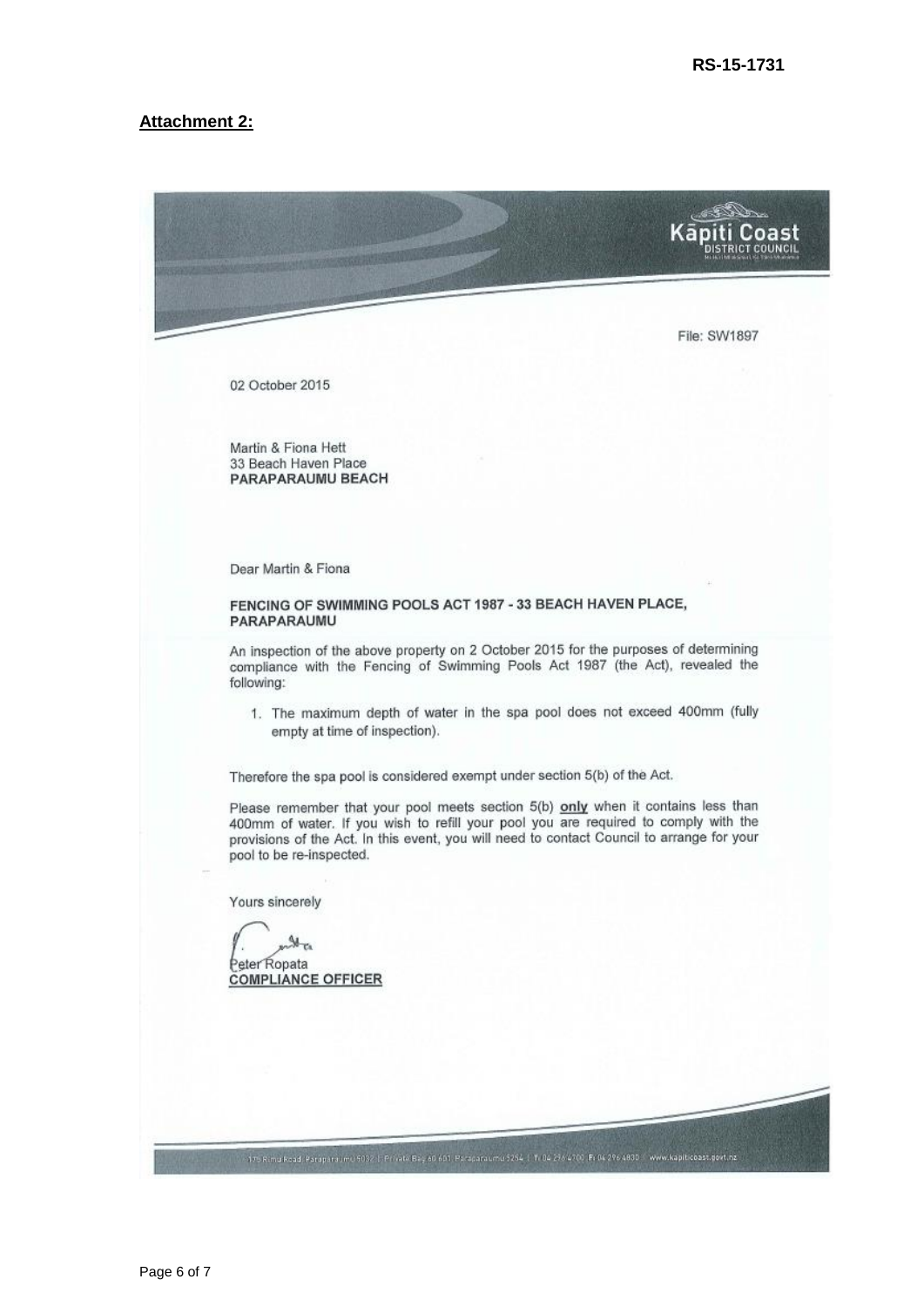RS-15-1731

**Attachment 2:**

Kāpiti Coast DISTRICT COUNCIL

File: SW1897

02 October 2015

Martin & Fiona Hett
33 Beach Haven Place
**PARAPARAUMU BEACH**

Dear Martin & Fiona

**FENCING OF SWIMMING POOLS ACT 1987 - 33 BEACH HAVEN PLACE, PARAPARAUMU**

An inspection of the above property on 2 October 2015 for the purposes of determining compliance with the Fencing of Swimming Pools Act 1987 (the Act), revealed the following:

1. The maximum depth of water in the spa pool does not exceed 400mm (fully empty at time of inspection).

Therefore the spa pool is considered exempt under section 5(b) of the Act.

Please remember that your pool meets section 5(b) **only** when it contains less than 400mm of water. If you wish to refill your pool you are required to comply with the provisions of the Act. In this event, you will need to contact Council to arrange for your pool to be re-inspected.

Yours sincerely

Peter Ropata
**COMPLIANCE OFFICER**

175 Rimu Road, Paraparaumu 5032 | Private Bag 60 601, Paraparaumu 5254 | T: 04 296 4700 F: 04 296 4830 | www.kapiticoast.govt.nz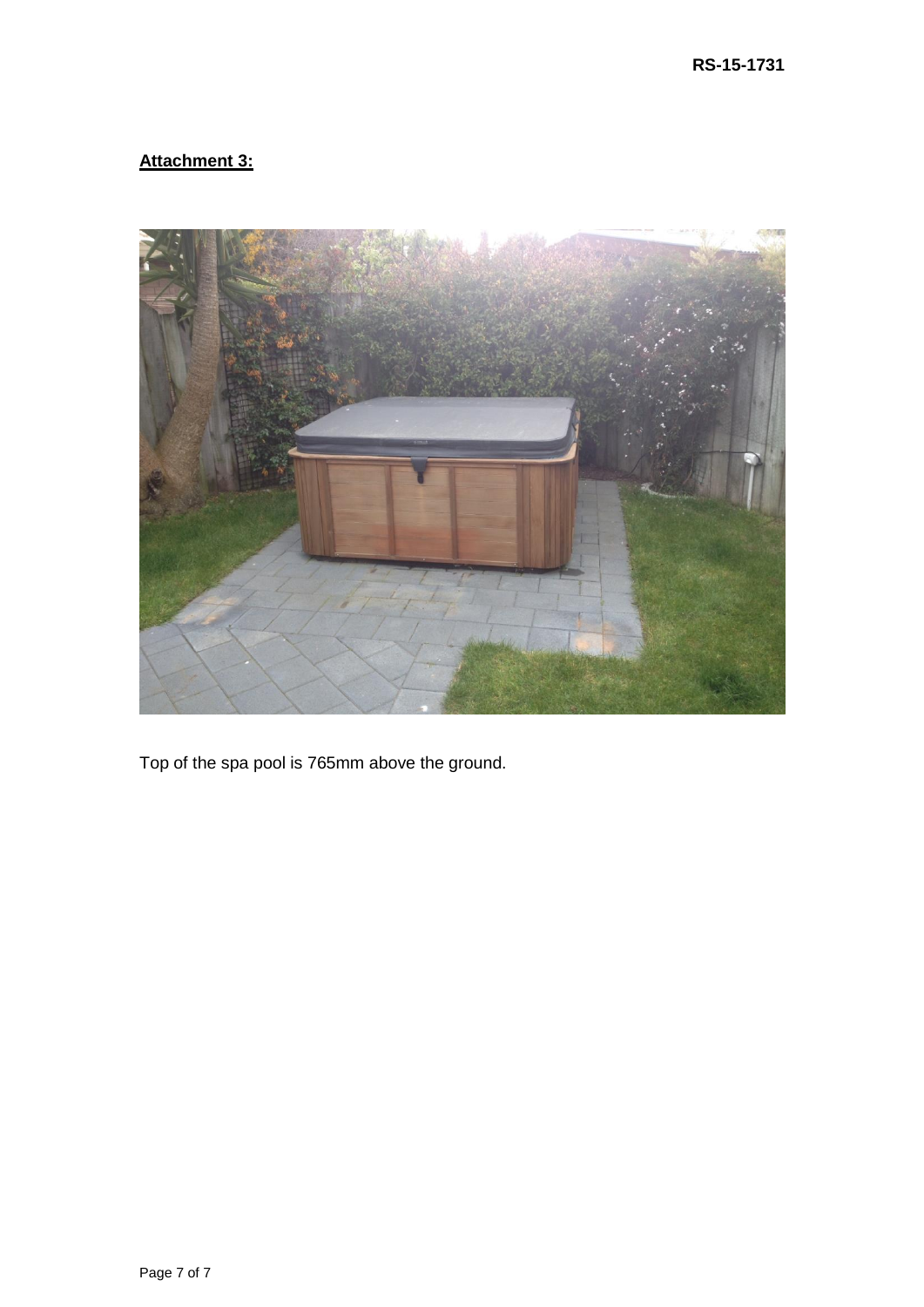**Attachment 3:**

Top of the spa pool is 765mm above the ground.